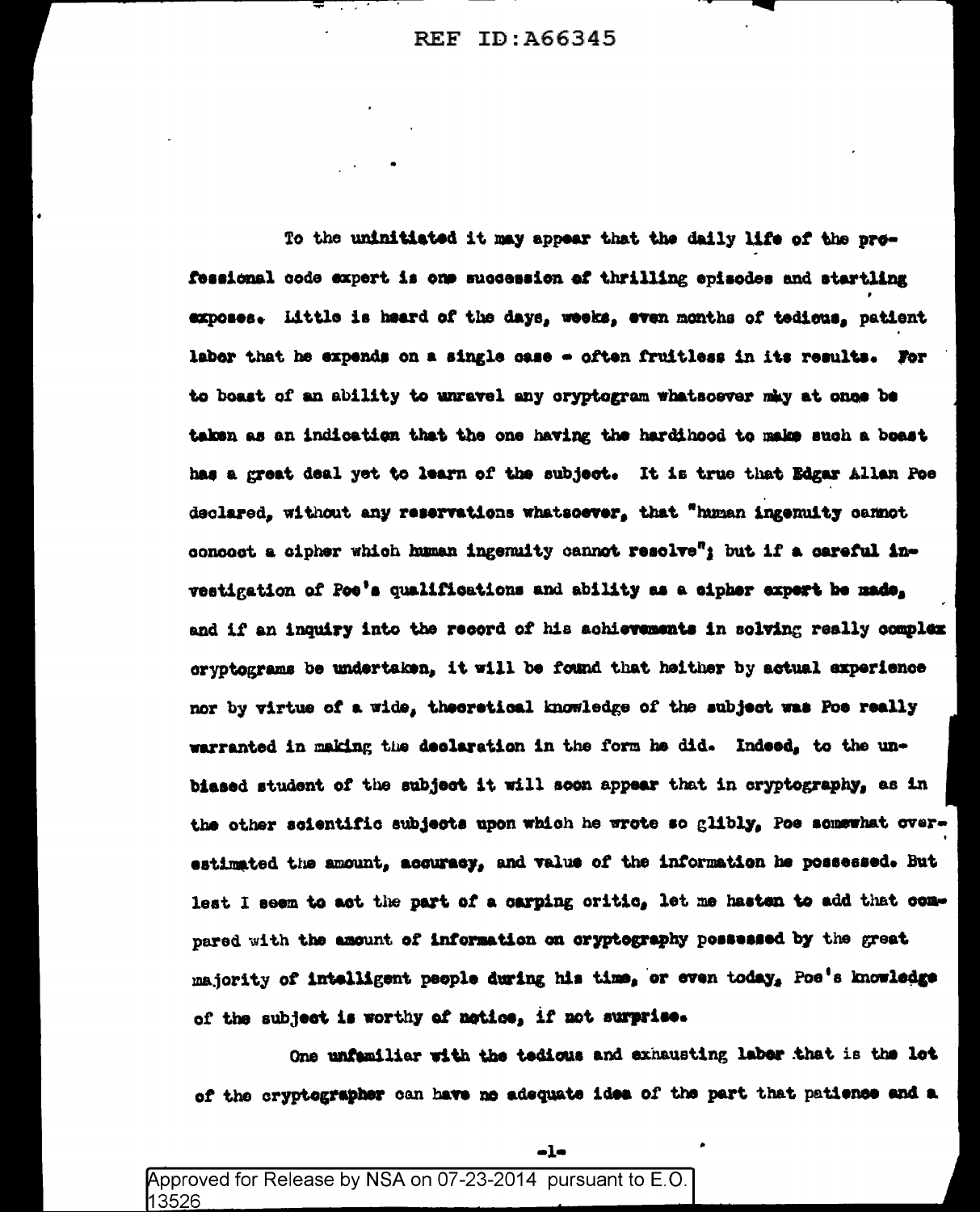To the uninitiated it may appear that the daily life of the professional code expert is one succession of thrilling episodes and startling exposes. Little is heard of the days, weeks, even months of tedious, patient labor that he expends on a single case - often fruitless in its results. For to boast of an ability to unravel any cryptogram whatsoever may at once be taken as an indication that the one having the hardihood to make such a boast has a great deal yet to learn of the subject. It is true that Edgar Allan Poe declared, without any reservations whatsoever, that "human ingenuity cannot concoct a cipher which human ingenuity cannot resolve"; but if a careful investigation of Poe's qualifications and ability as a cipher expert be made, and if an inquiry into the record of his achievements in solving really complex cryptograms be undertaken, it will be found that neither by actual experience nor by virtue of a wide, theoretical knowledge of the subject was Poe really warranted in making the declaration in the form he did. Indeed, to the unbiased student of the subject it will soon appear that in cryptography, as in the other scientific subjects upon which he wrote so glibly, Poe somewhat overestimated the amount, accuracy, and value of the information he possessed. But lest I seem to act the part of a carping critic, let me hasten to add that compared with the amount of information on cryptography possessed by the great majority of intelligent people during his time, or even today, Poe's knowledge of the subject is worthy of notice, if not surprise.

One unfamiliar with the tedious and exhausting labor that is the lot of the cryptographer can have no adequate idea of the part that patience and a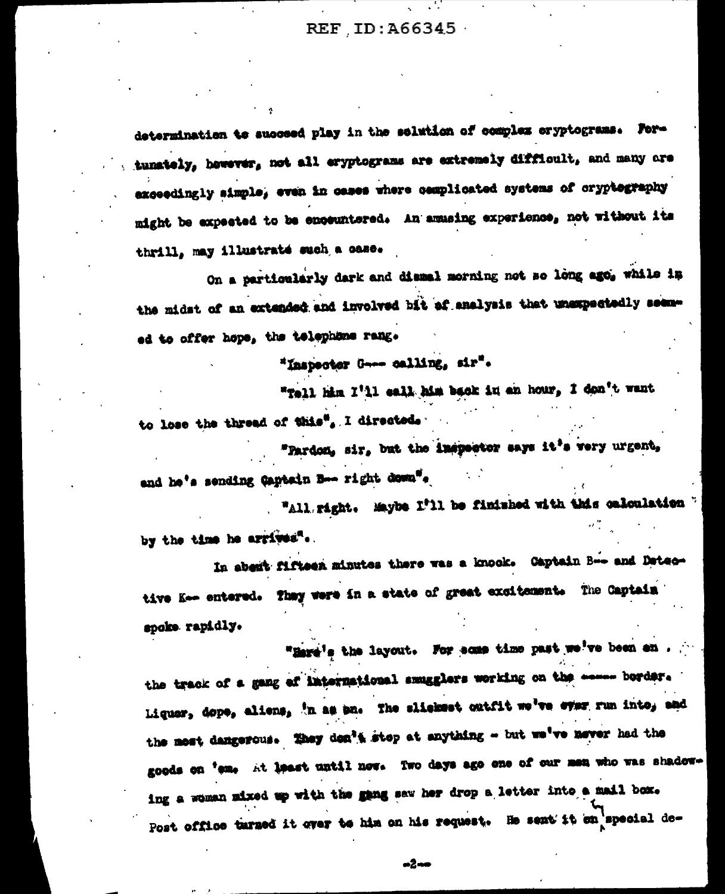determination to succeed play in the solution of complex cryptograms. Fortunately, however, not all cryptograms are extremely difficult, and many are exceedingly simple, even in cases where complicated systems of cryptography might be expected to be encountered. An amusing experience, not without its thrill, may illustrate such a case.

On a particularly dark and dismal morning not so long ago, while in the midst of an extended and involved bit of analysis that unexpectedly seemed to offer hope, the telephone rang.

"Inspector G--- calling, sir".

"Tell him I'll call him back in an hour, I don't want to lose the thread of this", I directed.

"Pardon, sir, but the inspector says it's very urgent, and he's sending Captain B-- right down".

"All right. Maybe I'll be finished with this calculation by the time he arrives".

In about fifteen minutes there was a knock. Captain B-- and Detective K-- entered. They were in a state of great excitement. The Captain spoke rapidly.

"Here's the layout. For some time past we've been on the track of a gang of international smugglers working on the ----- border. Liquor, dope, aliens, 'n so on. The slickest outfit we've ever run into, and the most dangerous. They don't stop at anything - but we've never had the goods on 'em. At least until now. Two days ago one of our men who was shadowing a woman mixed up with the gang saw her drop a letter into a mail box. Post office turned it over to him on his request. He sent it on special de-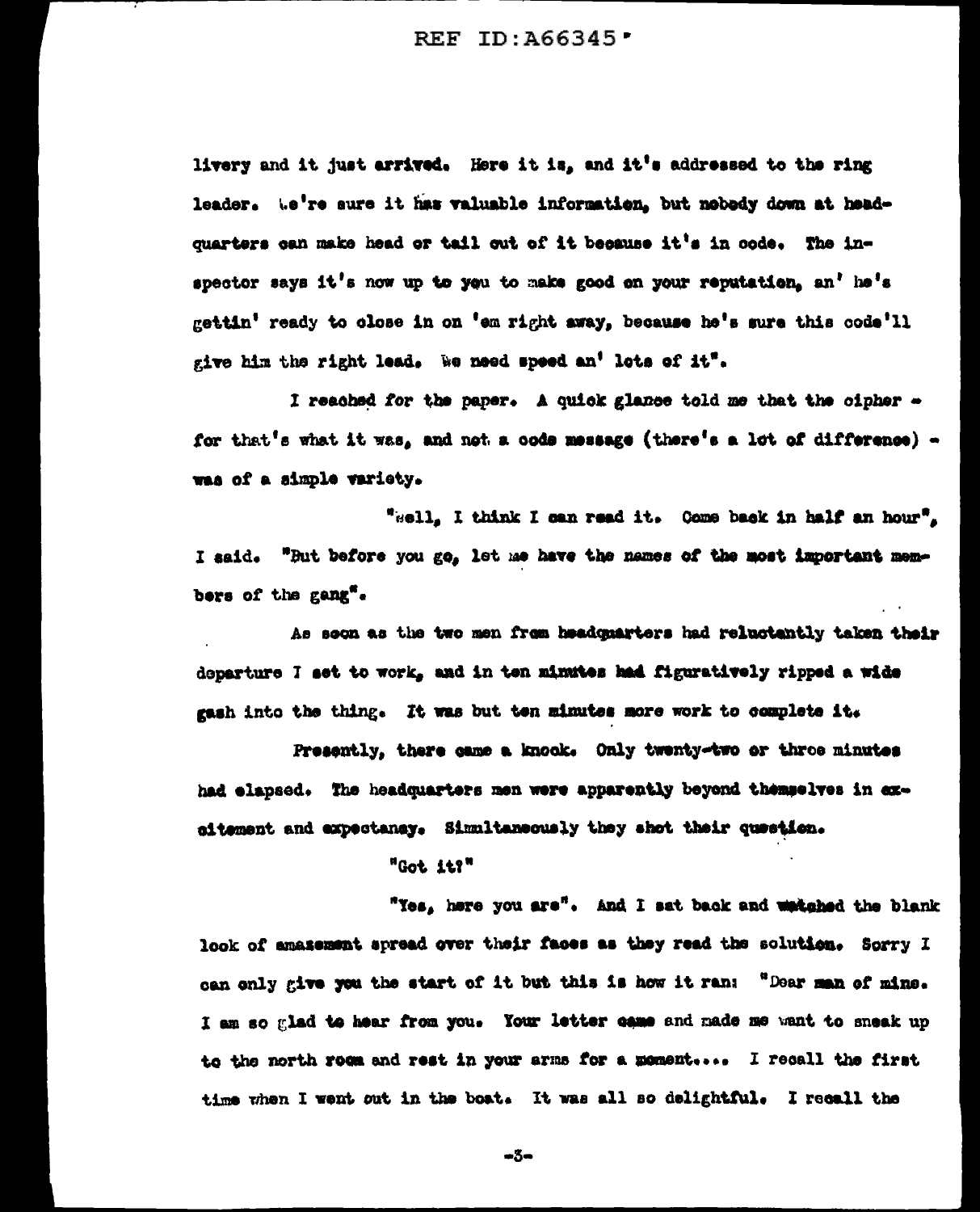livery and it just arrived. Here it is, and it's addressed to the ring leader. We're sure it has valuable information, but nobody down at headquarters can make head or tail out of it because it's in code. The inspector says it's now up to you to make good on your reputation, an' he's gettin' ready to close in on 'em right away, because he's sure this code'll give him the right lead. We need speed an' lots of it".

I reached for the paper. A quick glance told me that the cipher - for that's what it was, and not a code message (there's a lot of difference) - was of a simple variety.

"Well, I think I can read it. Come back in half an hour", I said. "But before you go, let me have the names of the most important members of the gang".

As soon as the two men from headquarters had reluctantly taken their departure I set to work, and in ten minutes had figuratively ripped a wide gash into the thing. It was but ten minutes more work to complete it.

Presently, there came a knock. Only twenty-two or three minutes had elapsed. The headquarters men were apparently beyond themselves in excitement and expectancy. Simultaneously they shot their question.

"Got it?"

"Yes, here you are". And I sat back and watched the blank look of amazement spread over their faces as they read the solution. Sorry I can only give you the start of it but this is how it ran: "Dear man of mine. I am so glad to hear from you. Your letter came and made me want to sneak up to the north room and rest in your arms for a moment.... I recall the first time when I went out in the boat. It was all so delightful. I recall the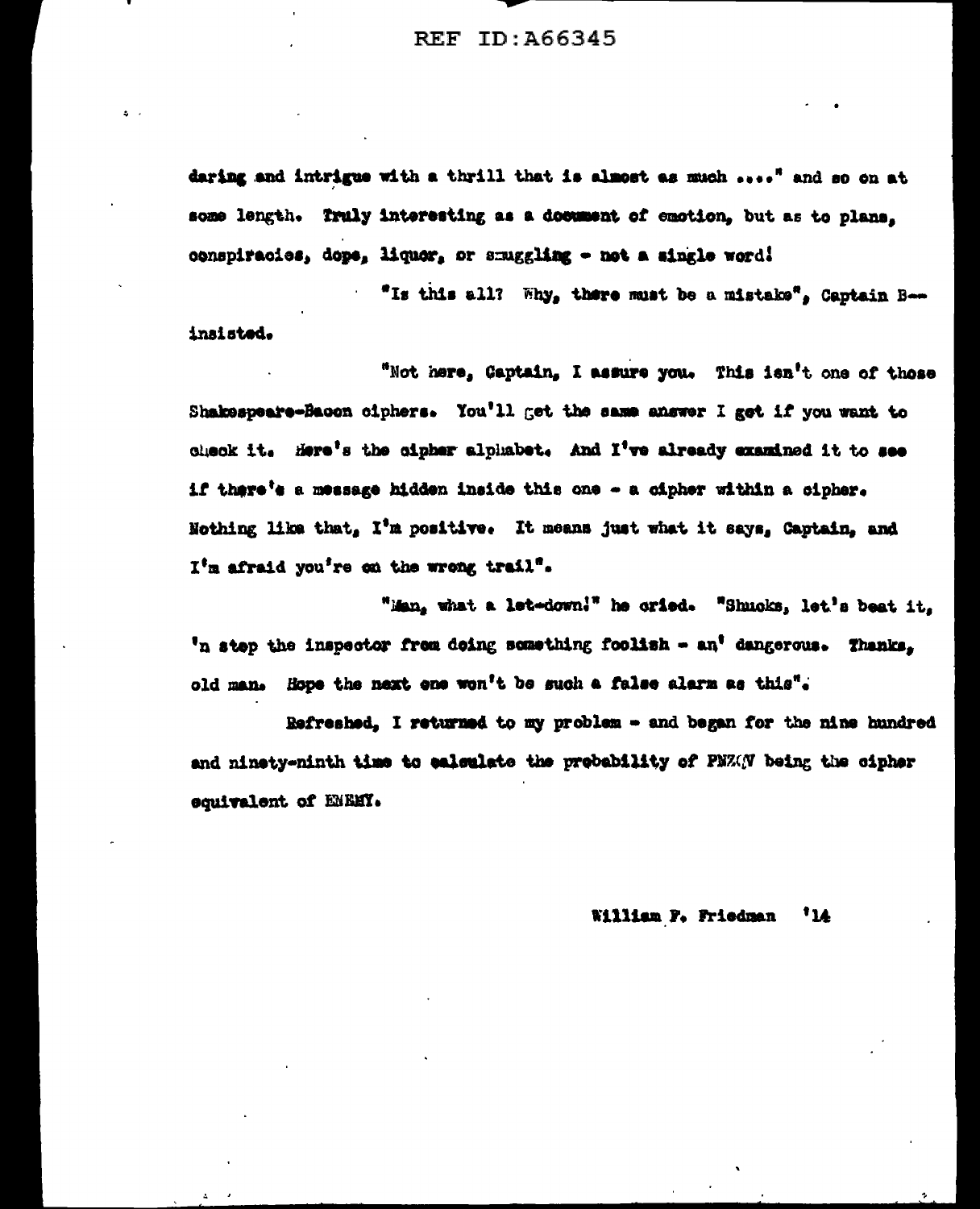daring and intrigue with a thrill that is almost as much ...." and so on at some length. Truly interesting as a document of emotion, but as to plans, conspiracies, dope, liquor, or smuggling - not a single word!

"Is this all? Why, there must be a mistake", Captain B-- insisted.

"Not here, Captain, I assure you. This isn't one of those Shakespeare-Bacon ciphers. You'll get the same answer I get if you want to check it. Here's the cipher alphabet. And I've already examined it to see if there's a message hidden inside this one - a cipher within a cipher. Nothing like that, I'm positive. It means just what it says, Captain, and I'm afraid you're on the wrong trail".

"Man, what a let-down!" he cried. "Shucks, let's beat it, 'n stop the inspector from doing something foolish - an' dangerous. Thanks, old man. Hope the next one won't be such a false alarm as this".

Refreshed, I returned to my problem - and began for the nine hundred and ninety-ninth time to calculate the probability of PNZQV being the cipher equivalent of ENEMY.

William F. Friedman '14